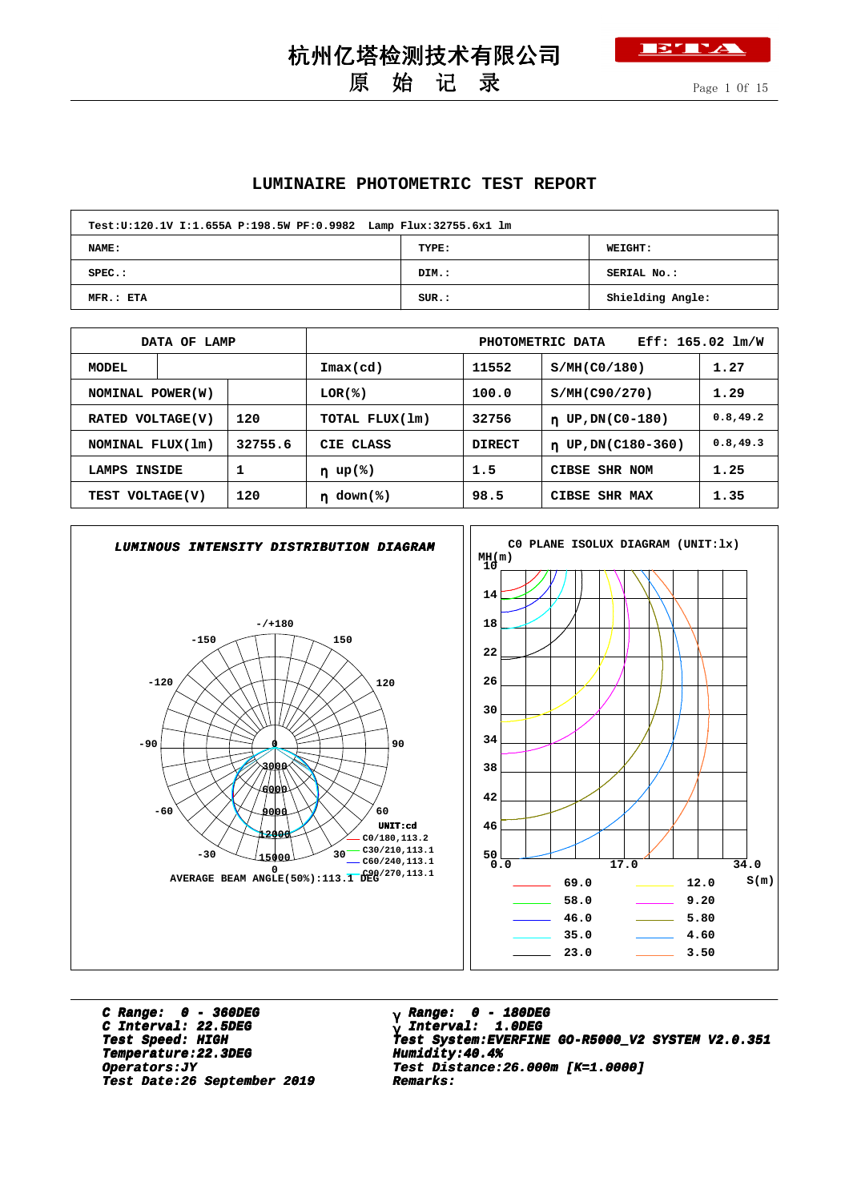# 杭州亿塔检测技术有限公司

## 原 始 记 录

## LUMINAIRE PHOTOMETRIC TEST REPORT

| Test:U:120.1V I:1.655A P:198.5W PF:0.9982 Lamp Flux:32755.6x1 lm | | |
|---|---|---|
| NAME: | TYPE: | WEIGHT: |
| SPEC.: | DIM.: | SERIAL No.: |
| MFR.: ETA | SUR.: | Shielding Angle: |

| DATA OF LAMP | | PHOTOMETRIC DATA | Eff: 165.02 lm/W | | |
|---|---|---|---|---|---|
| MODEL | | Imax(cd) | 11552 | S/MH(C0/180) | 1.27 |
| NOMINAL POWER(W) | | LOR(%) | 100.0 | S/MH(C90/270) | 1.29 |
| RATED VOLTAGE(V) | 120 | TOTAL FLUX(lm) | 32756 | η UP,DN(C0-180) | 0.8,49.2 |
| NOMINAL FLUX(lm) | 32755.6 | CIE CLASS | DIRECT | η UP,DN(C180-360) | 0.8,49.3 |
| LAMPS INSIDE | 1 | η up(%) | 1.5 | CIBSE SHR NOM | 1.25 |
| TEST VOLTAGE(V) | 120 | η down(%) | 98.5 | CIBSE SHR MAX | 1.35 |

**LUMINOUS INTENSITY DISTRIBUTION DIAGRAM**

UNIT:cd

C0/180,113.2
C30/210,113.1
C60/240,113.1
C90/270,113.1

AVERAGE BEAM ANGLE(50%):113.1 DEG

**C0 PLANE ISOLUX DIAGRAM (UNIT:lx)**

| | |
|---|---|
| 69.0 | 12.0 |
| 58.0 | 9.20 |
| 46.0 | 5.80 |
| 35.0 | 4.60 |
| 23.0 | 3.50 |

*C Range: 0 - 360DEG*
*C Interval: 22.5DEG*
*Test Speed: HIGH*
*Temperature:22.3DEG*
*Operators:JY*
*Test Date:26 September 2019*

*γ Range: 0 - 180DEG*
*γ Interval: 1.0DEG*
*Test System:EVERFINE GO-R5000_V2 SYSTEM V2.0.351*
*Humidity:40.4%*
*Test Distance:26.000m [K=1.0000]*
*Remarks:*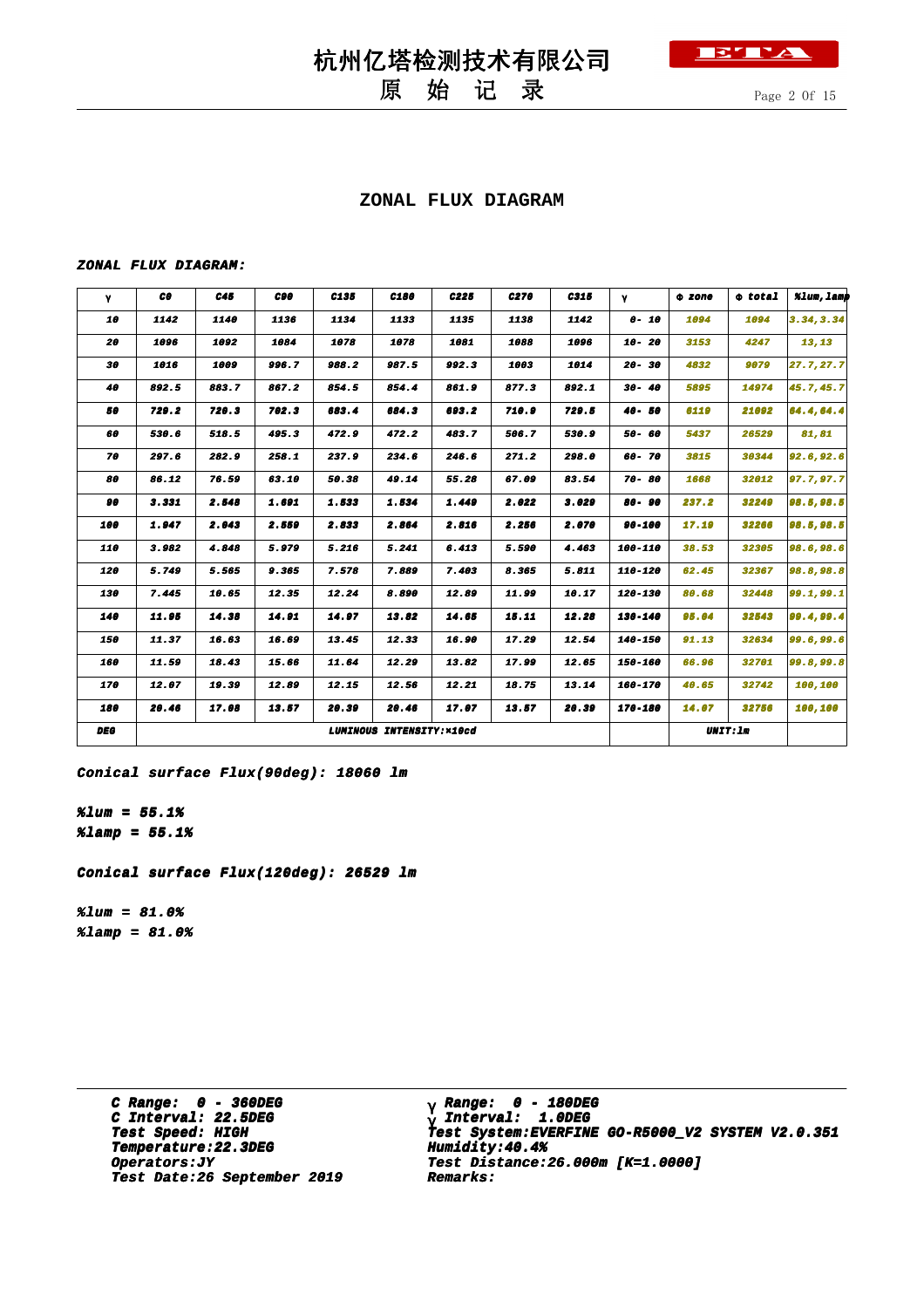# 杭州亿塔检测技术有限公司

## 原 始 记 录

### ZONAL FLUX DIAGRAM

***ZONAL FLUX DIAGRAM:***

| γ | C0 | C45 | C90 | C135 | C180 | C225 | C270 | C315 | γ | Φ zone | Φ total | %lum,lamp |
|---|---|---|---|---|---|---|---|---|---|---|---|---|
| 10 | 1142 | 1140 | 1136 | 1134 | 1133 | 1135 | 1138 | 1142 | 0- 10 | 1094 | 1094 | 3.34,3.34 |
| 20 | 1096 | 1092 | 1084 | 1078 | 1078 | 1081 | 1088 | 1096 | 10- 20 | 3153 | 4247 | 13,13 |
| 30 | 1016 | 1009 | 996.7 | 988.2 | 987.5 | 992.3 | 1003 | 1014 | 20- 30 | 4832 | 9079 | 27.7,27.7 |
| 40 | 892.5 | 883.7 | 867.2 | 854.5 | 854.4 | 861.9 | 877.3 | 892.1 | 30- 40 | 5895 | 14974 | 45.7,45.7 |
| 50 | 729.2 | 720.3 | 702.3 | 683.4 | 684.3 | 693.2 | 710.9 | 729.5 | 40- 50 | 6119 | 21092 | 64.4,64.4 |
| 60 | 530.6 | 518.5 | 495.3 | 472.9 | 472.2 | 483.7 | 506.7 | 530.9 | 50- 60 | 5437 | 26529 | 81,81 |
| 70 | 297.6 | 282.9 | 258.1 | 237.9 | 234.6 | 246.6 | 271.2 | 298.0 | 60- 70 | 3815 | 30344 | 92.6,92.6 |
| 80 | 86.12 | 76.59 | 63.10 | 50.38 | 49.14 | 55.28 | 67.09 | 83.54 | 70- 80 | 1668 | 32012 | 97.7,97.7 |
| 90 | 3.331 | 2.548 | 1.691 | 1.533 | 1.534 | 1.449 | 2.022 | 3.029 | 80- 90 | 237.2 | 32249 | 98.5,98.5 |
| 100 | 1.947 | 2.043 | 2.559 | 2.833 | 2.864 | 2.816 | 2.256 | 2.070 | 90-100 | 17.10 | 32266 | 98.5,98.5 |
| 110 | 3.982 | 4.848 | 5.979 | 5.216 | 5.241 | 6.413 | 5.590 | 4.463 | 100-110 | 38.53 | 32305 | 98.6,98.6 |
| 120 | 5.749 | 5.565 | 9.365 | 7.578 | 7.889 | 7.403 | 8.365 | 5.811 | 110-120 | 62.45 | 32367 | 98.8,98.8 |
| 130 | 7.445 | 10.65 | 12.35 | 12.24 | 8.890 | 12.89 | 11.99 | 10.17 | 120-130 | 80.68 | 32448 | 99.1,99.1 |
| 140 | 11.05 | 14.38 | 14.01 | 14.07 | 13.82 | 14.65 | 15.11 | 12.28 | 130-140 | 95.04 | 32543 | 99.4,99.4 |
| 150 | 11.37 | 16.63 | 16.69 | 13.45 | 12.33 | 16.90 | 17.29 | 12.54 | 140-150 | 91.13 | 32634 | 99.6,99.6 |
| 160 | 11.59 | 18.43 | 15.66 | 11.64 | 12.29 | 13.82 | 17.99 | 12.65 | 150-160 | 66.96 | 32701 | 99.8,99.8 |
| 170 | 12.07 | 19.39 | 12.89 | 12.15 | 12.56 | 12.21 | 18.75 | 13.14 | 160-170 | 40.65 | 32742 | 100,100 |
| 180 | 20.46 | 17.08 | 13.57 | 20.39 | 20.46 | 17.07 | 13.57 | 20.39 | 170-180 | 14.07 | 32756 | 100,100 |
| DEG | LUMINOUS INTENSITY:×10cd | | | | | | | | | UNIT:lm | | |

***Conical surface Flux(90deg): 18060 lm***

***%lum = 55.1%***
***%lamp = 55.1%***

***Conical surface Flux(120deg): 26529 lm***

***%lum = 81.0%***
***%lamp = 81.0%***

***C Range: 0 - 360DEG***
***C Interval: 22.5DEG***
***Test Speed: HIGH***
***Temperature:22.3DEG***
***Operators:JY***
***Test Date:26 September 2019***

***γ Range: 0 - 180DEG***
***γ Interval: 1.0DEG***
***Test System:EVERFINE GO-R5000_V2 SYSTEM V2.0.351***
***Humidity:40.4%***
***Test Distance:26.000m [K=1.0000]***
***Remarks:***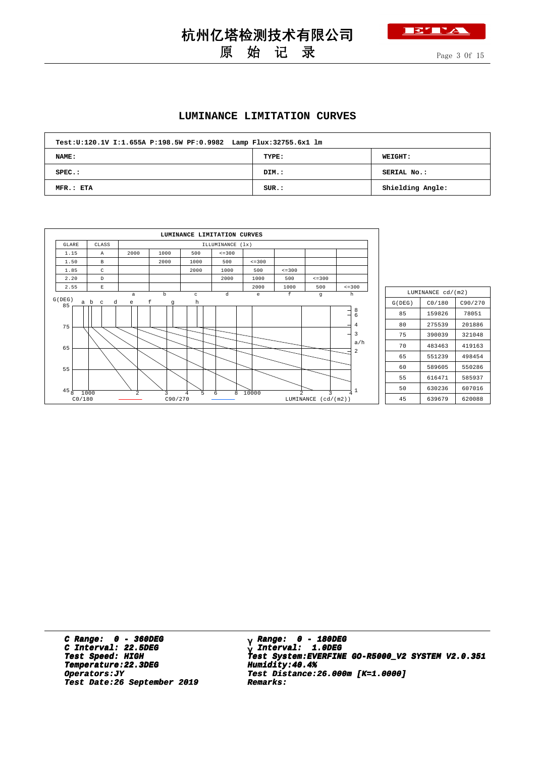# 杭州亿塔检测技术有限公司

## 原 始 记 录

## LUMINANCE LIMITATION CURVES

| Test:U:120.1V I:1.655A P:198.5W PF:0.9982 Lamp Flux:32755.6x1 lm | | |
|---|---|---|
| NAME: | TYPE: | WEIGHT: |
| SPEC.: | DIM.: | SERIAL No.: |
| MFR.: ETA | SUR.: | Shielding Angle: |

LUMINANCE LIMITATION CURVES

| GLARE | CLASS | ILLUMINANCE (lx) | | | | | | | |
|---|---|---|---|---|---|---|---|---|---|
| 1.15 | A | 2000 | 1000 | 500 | <=300 | | | | |
| 1.50 | B | | 2000 | 1000 | 500 | <=300 | | | |
| 1.85 | C | | | 2000 | 1000 | 500 | <=300 | | |
| 2.20 | D | | | | 2000 | 1000 | 500 | <=300 | |
| 2.55 | E | | | | | 2000 | 1000 | 500 | <=300 |
| | | a | b | c | d | e | f | g | h |

G(DEG) 85, 75, 65, 55, 45; a b c d e f g h; a/h 8 6 4 3 2 1; 8 1000 2 3 4 5 6 8 10000 2 3 4; C0/180 C90/270 LUMINANCE (cd/(m2))

| G(DEG) | C0/180 | C90/270 |
|---|---|---|
| 85 | 159826 | 78051 |
| 80 | 275539 | 201886 |
| 75 | 390039 | 321048 |
| 70 | 483463 | 419163 |
| 65 | 551239 | 498454 |
| 60 | 589605 | 550286 |
| 55 | 616471 | 585937 |
| 50 | 630236 | 607016 |
| 45 | 639679 | 620088 |

(LUMINANCE cd/(m2))

***C Range: 0 - 360DEG***
***C Interval: 22.5DEG***
***Test Speed: HIGH***
***Temperature:22.3DEG***
***Operators:JY***
***Test Date:26 September 2019***

***γ Range: 0 - 180DEG***
***γ Interval: 1.0DEG***
***Test System:EVERFINE GO-R5000_V2 SYSTEM V2.0.351***
***Humidity:40.4%***
***Test Distance:26.000m [K=1.0000]***
***Remarks:***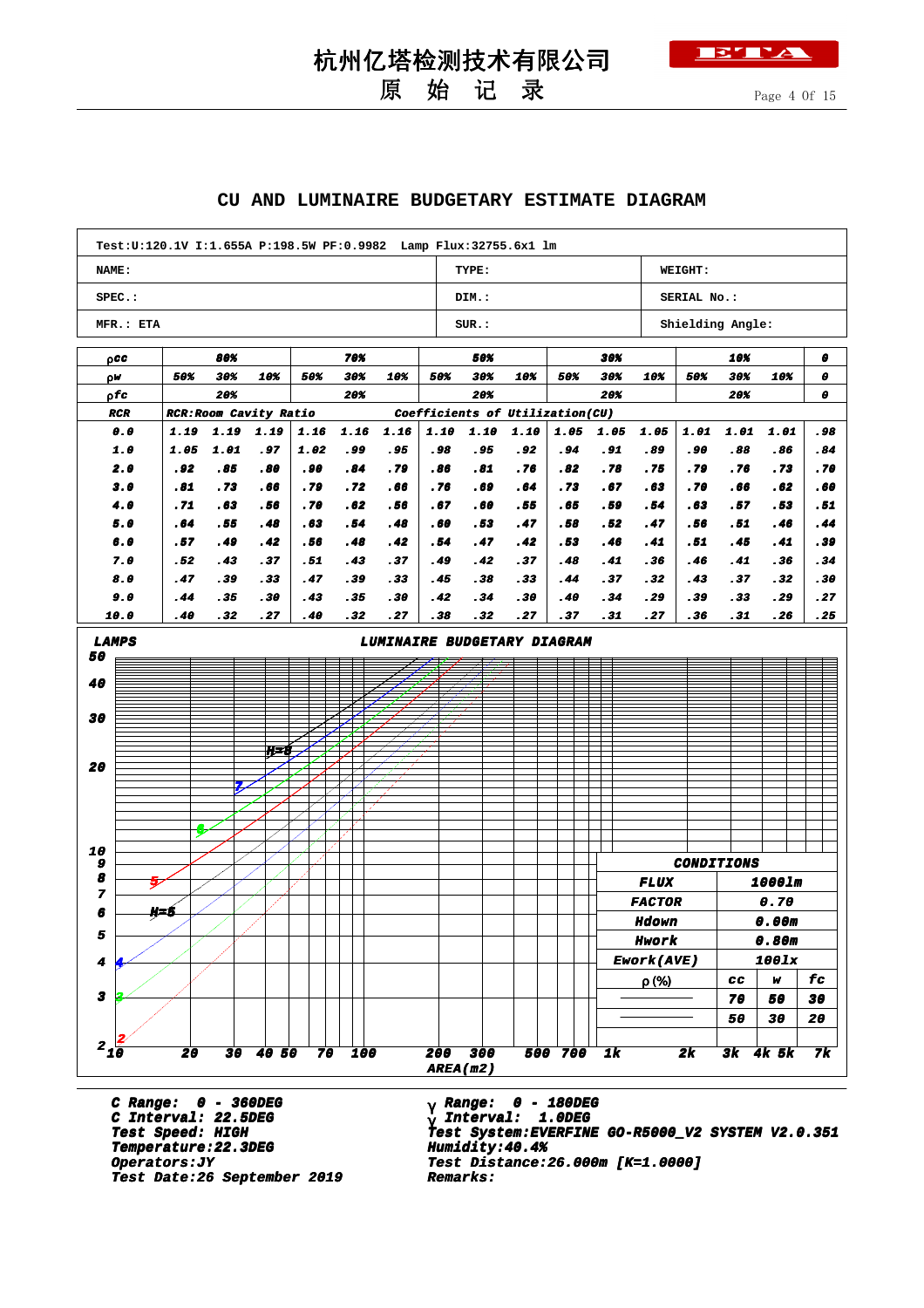# 杭州亿塔检测技术有限公司

## 原 始 记 录

## CU AND LUMINAIRE BUDGETARY ESTIMATE DIAGRAM

| Test:U:120.1V I:1.655A P:198.5W PF:0.9982 Lamp Flux:32755.6x1 lm | | |
|---|---|---|
| NAME: | TYPE: | WEIGHT: |
| SPEC.: | DIM.: | SERIAL No.: |
| MFR.: ETA | SUR.: | Shielding Angle: |

| ρcc | 80% | | | 70% | | | 50% | | | 30% | | | 10% | | | 0 |
|---|---|---|---|---|---|---|---|---|---|---|---|---|---|---|---|---|
| ρw | 50% | 30% | 10% | 50% | 30% | 10% | 50% | 30% | 10% | 50% | 30% | 10% | 50% | 30% | 10% | 0 |
| ρfc | 20% | | | 20% | | | 20% | | | 20% | | | 20% | | | 0 |
| RCR | RCR:Room Cavity Ratio | | | | | | Coefficients of Utilization(CU) | | | | | | | | | |
| 0.0 | 1.19 | 1.19 | 1.19 | 1.16 | 1.16 | 1.16 | 1.10 | 1.10 | 1.10 | 1.05 | 1.05 | 1.05 | 1.01 | 1.01 | 1.01 | .98 |
| 1.0 | 1.05 | 1.01 | .97 | 1.02 | .99 | .95 | .98 | .95 | .92 | .94 | .91 | .89 | .90 | .88 | .86 | .84 |
| 2.0 | .92 | .85 | .80 | .90 | .84 | .79 | .86 | .81 | .76 | .82 | .78 | .75 | .79 | .76 | .73 | .70 |
| 3.0 | .81 | .73 | .66 | .79 | .72 | .66 | .76 | .69 | .64 | .73 | .67 | .63 | .70 | .66 | .62 | .60 |
| 4.0 | .71 | .63 | .56 | .70 | .62 | .56 | .67 | .60 | .55 | .65 | .59 | .54 | .63 | .57 | .53 | .51 |
| 5.0 | .64 | .55 | .48 | .63 | .54 | .48 | .60 | .53 | .47 | .58 | .52 | .47 | .56 | .51 | .46 | .44 |
| 6.0 | .57 | .49 | .42 | .56 | .48 | .42 | .54 | .47 | .42 | .53 | .46 | .41 | .51 | .45 | .41 | .39 |
| 7.0 | .52 | .43 | .37 | .51 | .43 | .37 | .49 | .42 | .37 | .48 | .41 | .36 | .46 | .41 | .36 | .34 |
| 8.0 | .47 | .39 | .33 | .47 | .39 | .33 | .45 | .38 | .33 | .44 | .37 | .32 | .43 | .37 | .32 | .30 |
| 9.0 | .44 | .35 | .30 | .43 | .35 | .30 | .42 | .34 | .30 | .40 | .34 | .29 | .39 | .33 | .29 | .27 |
| 10.0 | .40 | .32 | .27 | .40 | .32 | .27 | .38 | .32 | .27 | .37 | .31 | .27 | .36 | .31 | .26 | .25 |

### LUMINAIRE BUDGETARY DIAGRAM

LAMPS (y-axis): 2, 3, 4, 5, 6, 7, 8, 9, 10, 20, 30, 40, 50
AREA(m2) (x-axis): 10, 20, 30, 40, 50, 70, 100, 200, 300, 500, 700, 1k, 2k, 3k, 4k, 5k, 7k

| CONDITIONS | | | |
|---|---|---|---|
| FLUX | 1000lm | | |
| FACTOR | 0.70 | | |
| Hdown | 0.00m | | |
| Hwork | 0.80m | | |
| Ework(AVE) | 100lx | | |
| ρ (%) | cc | w | fc |
| | 70 | 50 | 30 |
| | 50 | 30 | 20 |

C Range: 0 - 360DEG
C Interval: 22.5DEG
Test Speed: HIGH
Temperature:22.3DEG
Operators:JY
Test Date:26 September 2019

γ Range: 0 - 180DEG
γ Interval: 1.0DEG
Test System:EVERFINE GO-R5000_V2 SYSTEM V2.0.351
Humidity:40.4%
Test Distance:26.000m [K=1.0000]
Remarks: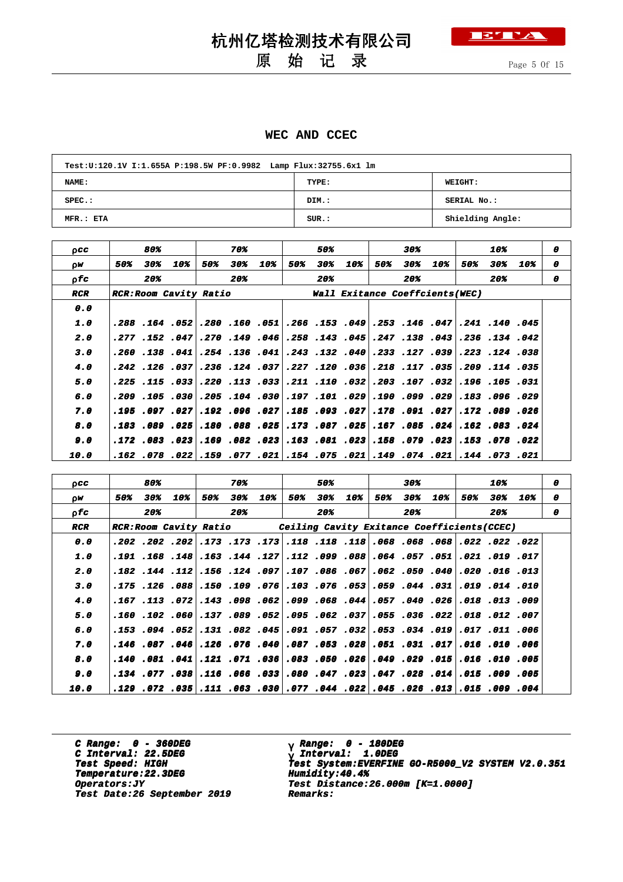# 杭州亿塔检测技术有限公司

## 原 始 记 录

## WEC AND CCEC

| Test:U:120.1V I:1.655A P:198.5W PF:0.9982 Lamp Flux:32755.6x1 lm | | |
|---|---|---|
| NAME: | TYPE: | WEIGHT: |
| SPEC.: | DIM.: | SERIAL No.: |
| MFR.: ETA | SUR.: | Shielding Angle: |

| ρcc | 80% | | | 70% | | | 50% | | | 30% | | | 10% | | | 0 |
|---|---|---|---|---|---|---|---|---|---|---|---|---|---|---|---|---|
| ρw | 50% | 30% | 10% | 50% | 30% | 10% | 50% | 30% | 10% | 50% | 30% | 10% | 50% | 30% | 10% | 0 |
| ρfc | 20% | | | 20% | | | 20% | | | 20% | | | 20% | | | 0 |
| RCR | RCR:Room Cavity Ratio | | | | | | Wall Exitance Coeffcients(WEC) | | | | | | | | | |
| 0.0 | | | | | | | | | | | | | | | | |
| 1.0 | .288 | .164 | .052 | .280 | .160 | .051 | .266 | .153 | .049 | .253 | .146 | .047 | .241 | .140 | .045 | |
| 2.0 | .277 | .152 | .047 | .270 | .149 | .046 | .258 | .143 | .045 | .247 | .138 | .043 | .236 | .134 | .042 | |
| 3.0 | .260 | .138 | .041 | .254 | .136 | .041 | .243 | .132 | .040 | .233 | .127 | .039 | .223 | .124 | .038 | |
| 4.0 | .242 | .126 | .037 | .236 | .124 | .037 | .227 | .120 | .036 | .218 | .117 | .035 | .209 | .114 | .035 | |
| 5.0 | .225 | .115 | .033 | .220 | .113 | .033 | .211 | .110 | .032 | .203 | .107 | .032 | .196 | .105 | .031 | |
| 6.0 | .209 | .105 | .030 | .205 | .104 | .030 | .197 | .101 | .029 | .190 | .099 | .029 | .183 | .096 | .029 | |
| 7.0 | .195 | .097 | .027 | .192 | .096 | .027 | .185 | .093 | .027 | .178 | .091 | .027 | .172 | .089 | .026 | |
| 8.0 | .183 | .089 | .025 | .180 | .088 | .025 | .173 | .087 | .025 | .167 | .085 | .024 | .162 | .083 | .024 | |
| 9.0 | .172 | .083 | .023 | .169 | .082 | .023 | .163 | .081 | .023 | .158 | .079 | .023 | .153 | .078 | .022 | |
| 10.0 | .162 | .078 | .022 | .159 | .077 | .021 | .154 | .075 | .021 | .149 | .074 | .021 | .144 | .073 | .021 | |

| ρcc | 80% | | | 70% | | | 50% | | | 30% | | | 10% | | | 0 |
|---|---|---|---|---|---|---|---|---|---|---|---|---|---|---|---|---|
| ρw | 50% | 30% | 10% | 50% | 30% | 10% | 50% | 30% | 10% | 50% | 30% | 10% | 50% | 30% | 10% | 0 |
| ρfc | 20% | | | 20% | | | 20% | | | 20% | | | 20% | | | 0 |
| RCR | RCR:Room Cavity Ratio | | | | | Ceiling Cavity Exitance Coefficients(CCEC) | | | | | | | | | | |
| 0.0 | .202 | .202 | .202 | .173 | .173 | .173 | .118 | .118 | .118 | .068 | .068 | .068 | .022 | .022 | .022 | |
| 1.0 | .191 | .168 | .148 | .163 | .144 | .127 | .112 | .099 | .088 | .064 | .057 | .051 | .021 | .019 | .017 | |
| 2.0 | .182 | .144 | .112 | .156 | .124 | .097 | .107 | .086 | .067 | .062 | .050 | .040 | .020 | .016 | .013 | |
| 3.0 | .175 | .126 | .088 | .150 | .109 | .076 | .103 | .076 | .053 | .059 | .044 | .031 | .019 | .014 | .010 | |
| 4.0 | .167 | .113 | .072 | .143 | .098 | .062 | .099 | .068 | .044 | .057 | .040 | .026 | .018 | .013 | .009 | |
| 5.0 | .160 | .102 | .060 | .137 | .089 | .052 | .095 | .062 | .037 | .055 | .036 | .022 | .018 | .012 | .007 | |
| 6.0 | .153 | .094 | .052 | .131 | .082 | .045 | .091 | .057 | .032 | .053 | .034 | .019 | .017 | .011 | .006 | |
| 7.0 | .146 | .087 | .046 | .126 | .076 | .040 | .087 | .053 | .028 | .051 | .031 | .017 | .016 | .010 | .006 | |
| 8.0 | .140 | .081 | .041 | .121 | .071 | .036 | .083 | .050 | .026 | .049 | .029 | .015 | .016 | .010 | .005 | |
| 9.0 | .134 | .077 | .038 | .116 | .066 | .033 | .080 | .047 | .023 | .047 | .028 | .014 | .015 | .009 | .005 | |
| 10.0 | .129 | .072 | .035 | .111 | .063 | .030 | .077 | .044 | .022 | .045 | .026 | .013 | .015 | .009 | .004 | |

*C Range: 0 - 360DEG*
*C Interval: 22.5DEG*
*Test Speed: HIGH*
*Temperature:22.3DEG*
*Operators:JY*
*Test Date:26 September 2019*

*γ Range: 0 - 180DEG*
*γ Interval: 1.0DEG*
*Test System:EVERFINE GO-R5000_V2 SYSTEM V2.0.351*
*Humidity:40.4%*
*Test Distance:26.000m [K=1.0000]*
*Remarks:*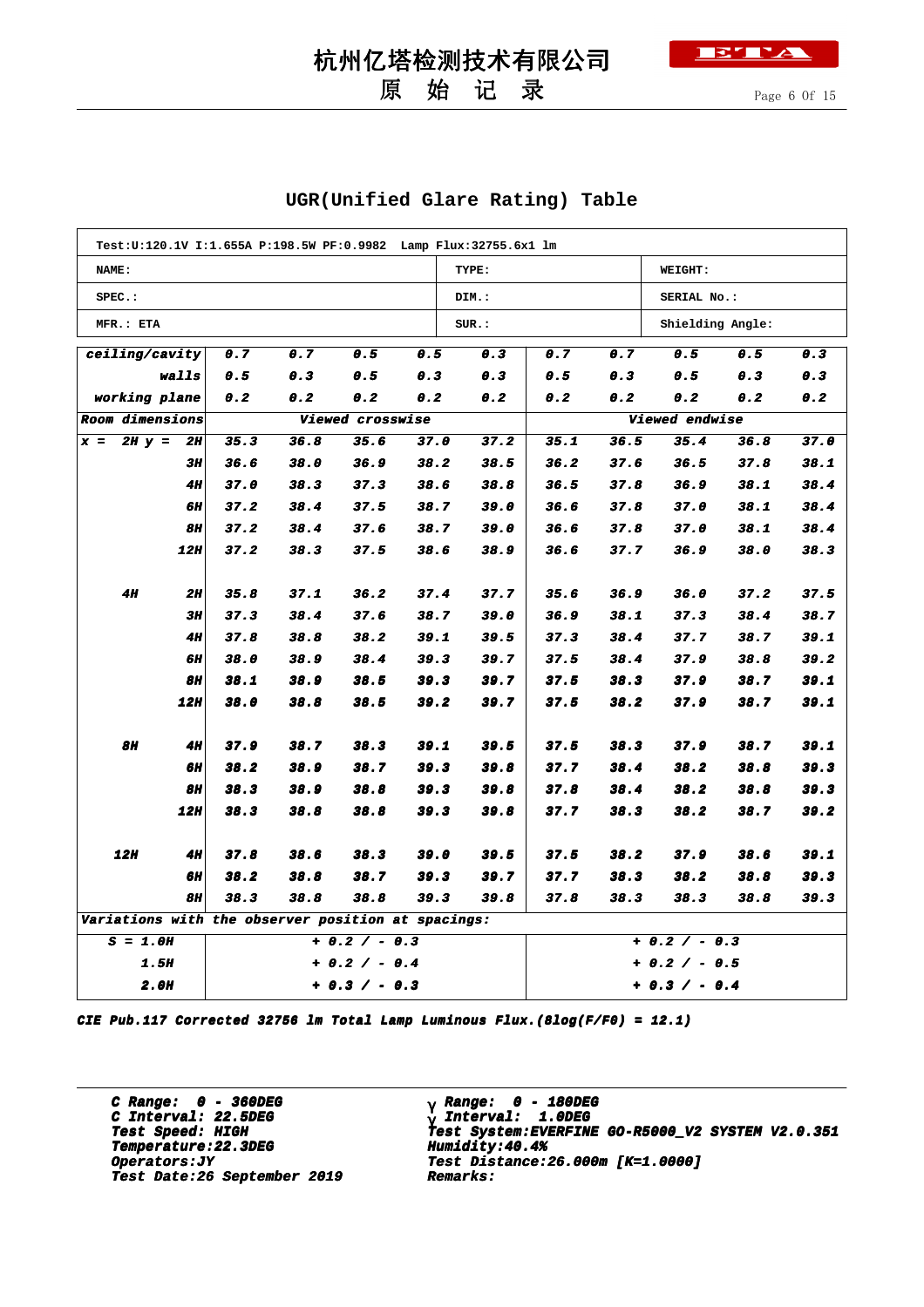# 杭州亿塔检测技术有限公司

## 原 始 记 录

## UGR(Unified Glare Rating) Table

| Test:U:120.1V I:1.655A P:198.5W PF:0.9982 Lamp Flux:32755.6x1 lm | | |
|---|---|---|
| NAME: | TYPE: | WEIGHT: |
| SPEC.: | DIM.: | SERIAL No.: |
| MFR.: ETA | SUR.: | Shielding Angle: |

| ceiling/cavity | | 0.7 | 0.7 | 0.5 | 0.5 | 0.3 | 0.7 | 0.7 | 0.5 | 0.5 | 0.3 |
|---|---|---|---|---|---|---|---|---|---|---|---|
| walls | | 0.5 | 0.3 | 0.5 | 0.3 | 0.3 | 0.5 | 0.3 | 0.5 | 0.3 | 0.3 |
| working plane | | 0.2 | 0.2 | 0.2 | 0.2 | 0.2 | 0.2 | 0.2 | 0.2 | 0.2 | 0.2 |
| Room dimensions | | Viewed crosswise | | | | | Viewed endwise | | | | |
| x = 2H | y = 2H | 35.3 | 36.8 | 35.6 | 37.0 | 37.2 | 35.1 | 36.5 | 35.4 | 36.8 | 37.0 |
| | 3H | 36.6 | 38.0 | 36.9 | 38.2 | 38.5 | 36.2 | 37.6 | 36.5 | 37.8 | 38.1 |
| | 4H | 37.0 | 38.3 | 37.3 | 38.6 | 38.8 | 36.5 | 37.8 | 36.9 | 38.1 | 38.4 |
| | 6H | 37.2 | 38.4 | 37.5 | 38.7 | 39.0 | 36.6 | 37.8 | 37.0 | 38.1 | 38.4 |
| | 8H | 37.2 | 38.4 | 37.6 | 38.7 | 39.0 | 36.6 | 37.8 | 37.0 | 38.1 | 38.4 |
| | 12H | 37.2 | 38.3 | 37.5 | 38.6 | 38.9 | 36.6 | 37.7 | 36.9 | 38.0 | 38.3 |
| 4H | 2H | 35.8 | 37.1 | 36.2 | 37.4 | 37.7 | 35.6 | 36.9 | 36.0 | 37.2 | 37.5 |
| | 3H | 37.3 | 38.4 | 37.6 | 38.7 | 39.0 | 36.9 | 38.1 | 37.3 | 38.4 | 38.7 |
| | 4H | 37.8 | 38.8 | 38.2 | 39.1 | 39.5 | 37.3 | 38.4 | 37.7 | 38.7 | 39.1 |
| | 6H | 38.0 | 38.9 | 38.4 | 39.3 | 39.7 | 37.5 | 38.4 | 37.9 | 38.8 | 39.2 |
| | 8H | 38.1 | 38.9 | 38.5 | 39.3 | 39.7 | 37.5 | 38.3 | 37.9 | 38.7 | 39.1 |
| | 12H | 38.0 | 38.8 | 38.5 | 39.2 | 39.7 | 37.5 | 38.2 | 37.9 | 38.7 | 39.1 |
| 8H | 4H | 37.9 | 38.7 | 38.3 | 39.1 | 39.5 | 37.5 | 38.3 | 37.9 | 38.7 | 39.1 |
| | 6H | 38.2 | 38.9 | 38.7 | 39.3 | 39.8 | 37.7 | 38.4 | 38.2 | 38.8 | 39.3 |
| | 8H | 38.3 | 38.9 | 38.8 | 39.3 | 39.8 | 37.8 | 38.4 | 38.2 | 38.8 | 39.3 |
| | 12H | 38.3 | 38.8 | 38.8 | 39.3 | 39.8 | 37.7 | 38.3 | 38.2 | 38.7 | 39.2 |
| 12H | 4H | 37.8 | 38.6 | 38.3 | 39.0 | 39.5 | 37.5 | 38.2 | 37.9 | 38.6 | 39.1 |
| | 6H | 38.2 | 38.8 | 38.7 | 39.3 | 39.7 | 37.7 | 38.3 | 38.2 | 38.8 | 39.3 |
| | 8H | 38.3 | 38.8 | 38.8 | 39.3 | 39.8 | 37.8 | 38.3 | 38.3 | 38.8 | 39.3 |
| Variations with the observer position at spacings: | | | | | | | | | | | |
| S = 1.0H | | + 0.2 / - 0.3 | | | | | + 0.2 / - 0.3 | | | | |
| 1.5H | | + 0.2 / - 0.4 | | | | | + 0.2 / - 0.5 | | | | |
| 2.0H | | + 0.3 / - 0.3 | | | | | + 0.3 / - 0.4 | | | | |

*CIE Pub.117 Corrected 32756 lm Total Lamp Luminous Flux.(8log(F/F0) = 12.1)*

| | |
|---|---|
| C Range: 0 - 360DEG | γ Range: 0 - 180DEG |
| C Interval: 22.5DEG | γ Interval: 1.0DEG |
| Test Speed: HIGH | Test System:EVERFINE GO-R5000_V2 SYSTEM V2.0.351 |
| Temperature:22.3DEG | Humidity:40.4% |
| Operators:JY | Test Distance:26.000m [K=1.0000] |
| Test Date:26 September 2019 | Remarks: |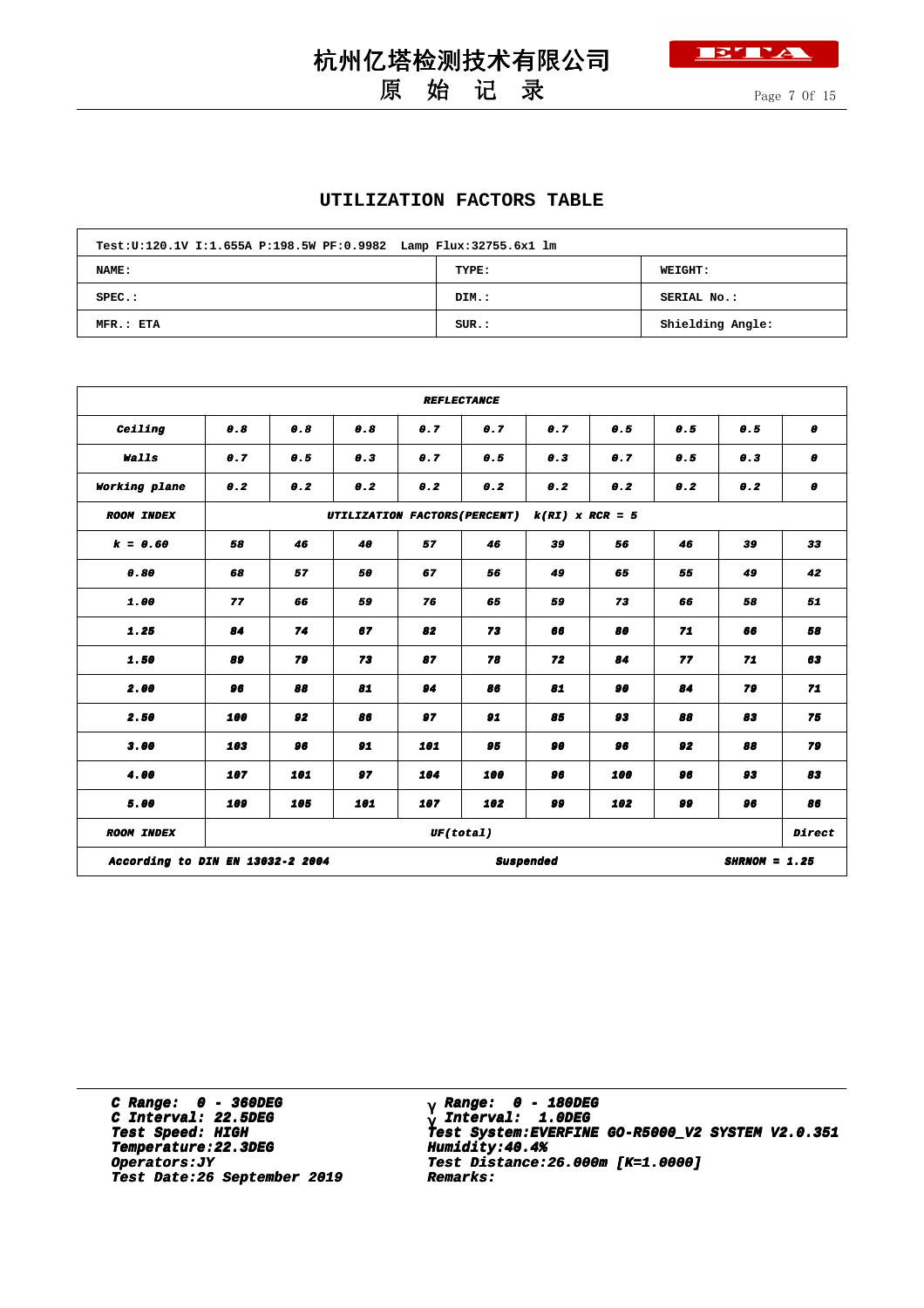# UTILIZATION FACTORS TABLE

| Test:U:120.1V I:1.655A P:198.5W PF:0.9982 Lamp Flux:32755.6x1 lm | | |
|---|---|---|
| NAME: | TYPE: | WEIGHT: |
| SPEC.: | DIM.: | SERIAL No.: |
| MFR.: ETA | SUR.: | Shielding Angle: |

| REFLECTANCE | | | | | | | | | | |
|---|---|---|---|---|---|---|---|---|---|---|
| Ceiling | 0.8 | 0.8 | 0.8 | 0.7 | 0.7 | 0.7 | 0.5 | 0.5 | 0.5 | 0 |
| Walls | 0.7 | 0.5 | 0.3 | 0.7 | 0.5 | 0.3 | 0.7 | 0.5 | 0.3 | 0 |
| Working plane | 0.2 | 0.2 | 0.2 | 0.2 | 0.2 | 0.2 | 0.2 | 0.2 | 0.2 | 0 |
| ROOM INDEX | UTILIZATION FACTORS(PERCENT) k(RI) x RCR = 5 | | | | | | | | | |
| k = 0.60 | 58 | 46 | 40 | 57 | 46 | 39 | 56 | 46 | 39 | 33 |
| 0.80 | 68 | 57 | 50 | 67 | 56 | 49 | 65 | 55 | 49 | 42 |
| 1.00 | 77 | 66 | 59 | 76 | 65 | 59 | 73 | 66 | 58 | 51 |
| 1.25 | 84 | 74 | 67 | 82 | 73 | 66 | 80 | 71 | 66 | 58 |
| 1.50 | 89 | 79 | 73 | 87 | 78 | 72 | 84 | 77 | 71 | 63 |
| 2.00 | 96 | 88 | 81 | 94 | 86 | 81 | 90 | 84 | 79 | 71 |
| 2.50 | 100 | 92 | 86 | 97 | 91 | 85 | 93 | 88 | 83 | 75 |
| 3.00 | 103 | 96 | 91 | 101 | 95 | 90 | 96 | 92 | 88 | 79 |
| 4.00 | 107 | 101 | 97 | 104 | 100 | 96 | 100 | 96 | 93 | 83 |
| 5.00 | 109 | 105 | 101 | 107 | 102 | 99 | 102 | 99 | 96 | 86 |
| ROOM INDEX | UF(total) | | | | | | | | | Direct |
| According to DIN EN 13032-2 2004 | | | | | Suspended | | | | SHRNOM = 1.25 | |

C Range: 0 - 360DEG
C Interval: 22.5DEG
Test Speed: HIGH
Temperature:22.3DEG
Operators:JY
Test Date:26 September 2019

γ Range: 0 - 180DEG
γ Interval: 1.0DEG
Test System:EVERFINE GO-R5000_V2 SYSTEM V2.0.351
Humidity:40.4%
Test Distance:26.000m [K=1.0000]
Remarks: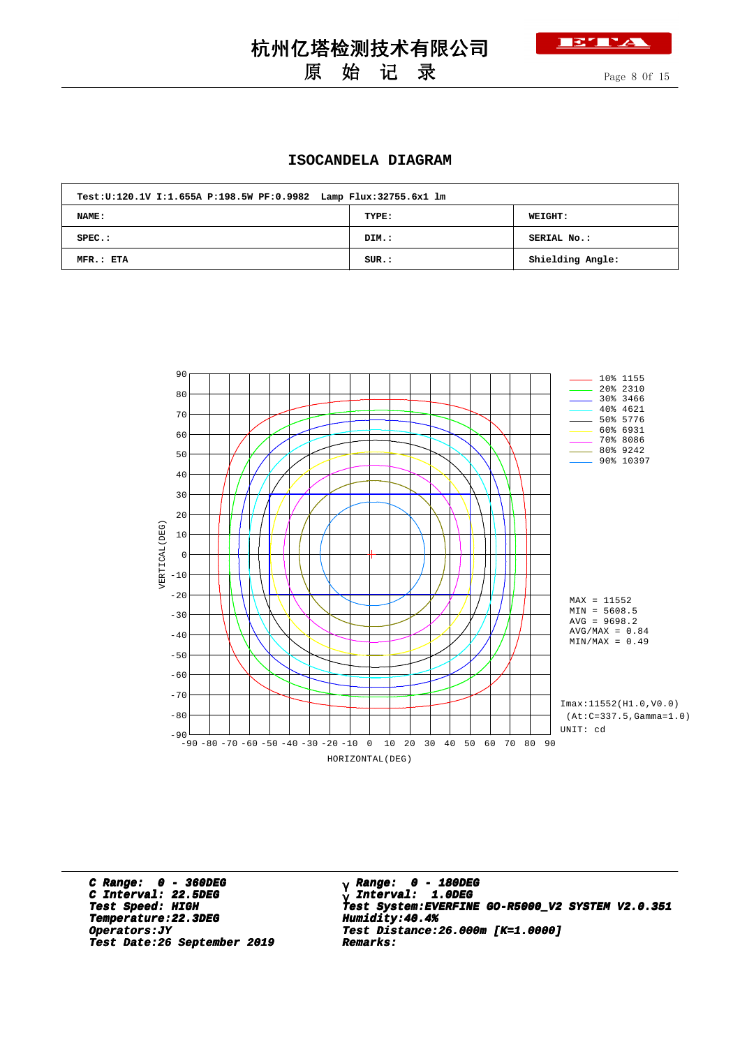杭州亿塔检测技术有限公司

原 始 记 录

## ISOCANDELA DIAGRAM

| Test:U:120.1V I:1.655A P:198.5W PF:0.9982 Lamp Flux:32755.6x1 lm | | |
|---|---|---|
| NAME: | TYPE: | WEIGHT: |
| SPEC.: | DIM.: | SERIAL No.: |
| MFR.: ETA | SUR.: | Shielding Angle: |

| Level | Value |
|---|---|
| 10% | 1155 |
| 20% | 2310 |
| 30% | 3466 |
| 40% | 4621 |
| 50% | 5776 |
| 60% | 6931 |
| 70% | 8086 |
| 80% | 9242 |
| 90% | 10397 |

MAX = 11552
MIN = 5608.5
AVG = 9698.2
AVG/MAX = 0.84
MIN/MAX = 0.49

Imax:11552(H1.0,V0.0)
(At:C=337.5,Gamma=1.0)
UNIT: cd

VERTICAL(DEG) / HORIZONTAL(DEG)

***C Range: 0 - 360DEG***
***C Interval: 22.5DEG***
***Test Speed: HIGH***
***Temperature:22.3DEG***
***Operators:JY***
***Test Date:26 September 2019***

***γ Range: 0 - 180DEG***
***γ Interval: 1.0DEG***
***Test System:EVERFINE GO-R5000_V2 SYSTEM V2.0.351***
***Humidity:40.4%***
***Test Distance:26.000m [K=1.0000]***
***Remarks:***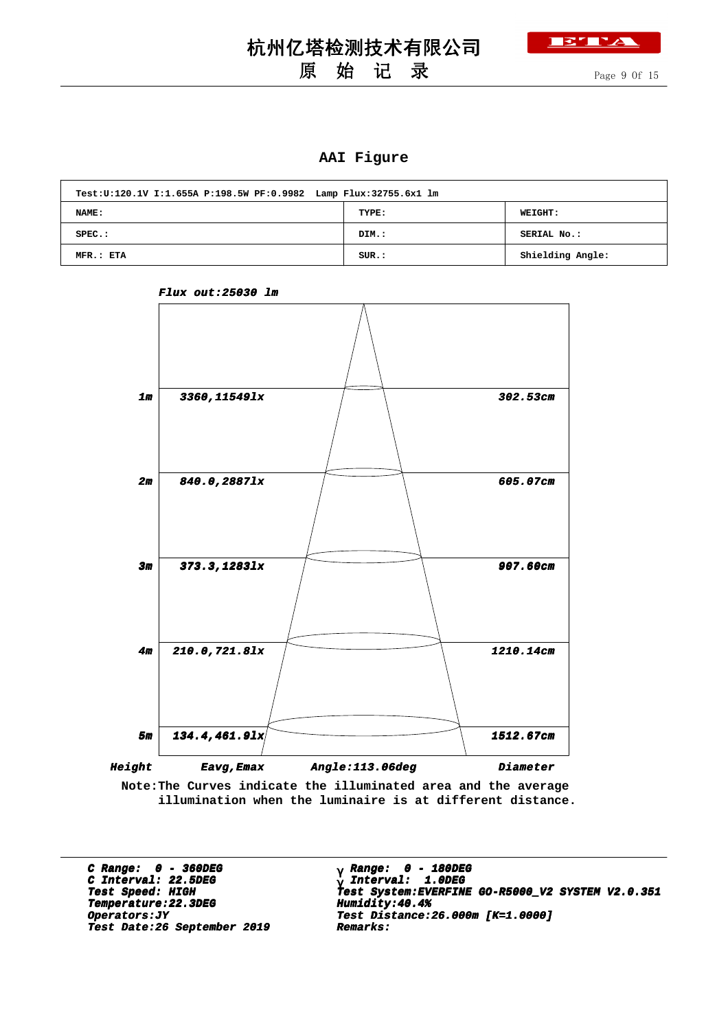# 杭州亿塔检测技术有限公司

## 原　始　记　录

### AAI Figure

| Test:U:120.1V I:1.655A P:198.5W PF:0.9982　Lamp Flux:32755.6x1 lm | | |
|---|---|---|
| NAME: | TYPE: | WEIGHT: |
| SPEC.: | DIM.: | SERIAL No.: |
| MFR.: ETA | SUR.: | Shielding Angle: |

*Flux out:25030 lm*

| Height | Eavg,Emax | Diameter |
|---|---|---|
| 1m | 3360,11549lx | 302.53cm |
| 2m | 840.0,2887lx | 605.07cm |
| 3m | 373.3,1283lx | 907.60cm |
| 4m | 210.0,721.8lx | 1210.14cm |
| 5m | 134.4,461.9lx | 1512.67cm |

*Angle:113.06deg*

Note:The Curves indicate the illuminated area and the average illumination when the luminaire is at different distance.

*C Range:　0 - 360DEG*
*C Interval: 22.5DEG*
*Test Speed: HIGH*
*Temperature:22.3DEG*
*Operators:JY*
*Test Date:26 September 2019*

*γ Range:　0 - 180DEG*
*γ Interval:　1.0DEG*
*Test System:EVERFINE GO-R5000_V2 SYSTEM V2.0.351*
*Humidity:40.4%*
*Test Distance:26.000m [K=1.0000]*
*Remarks:*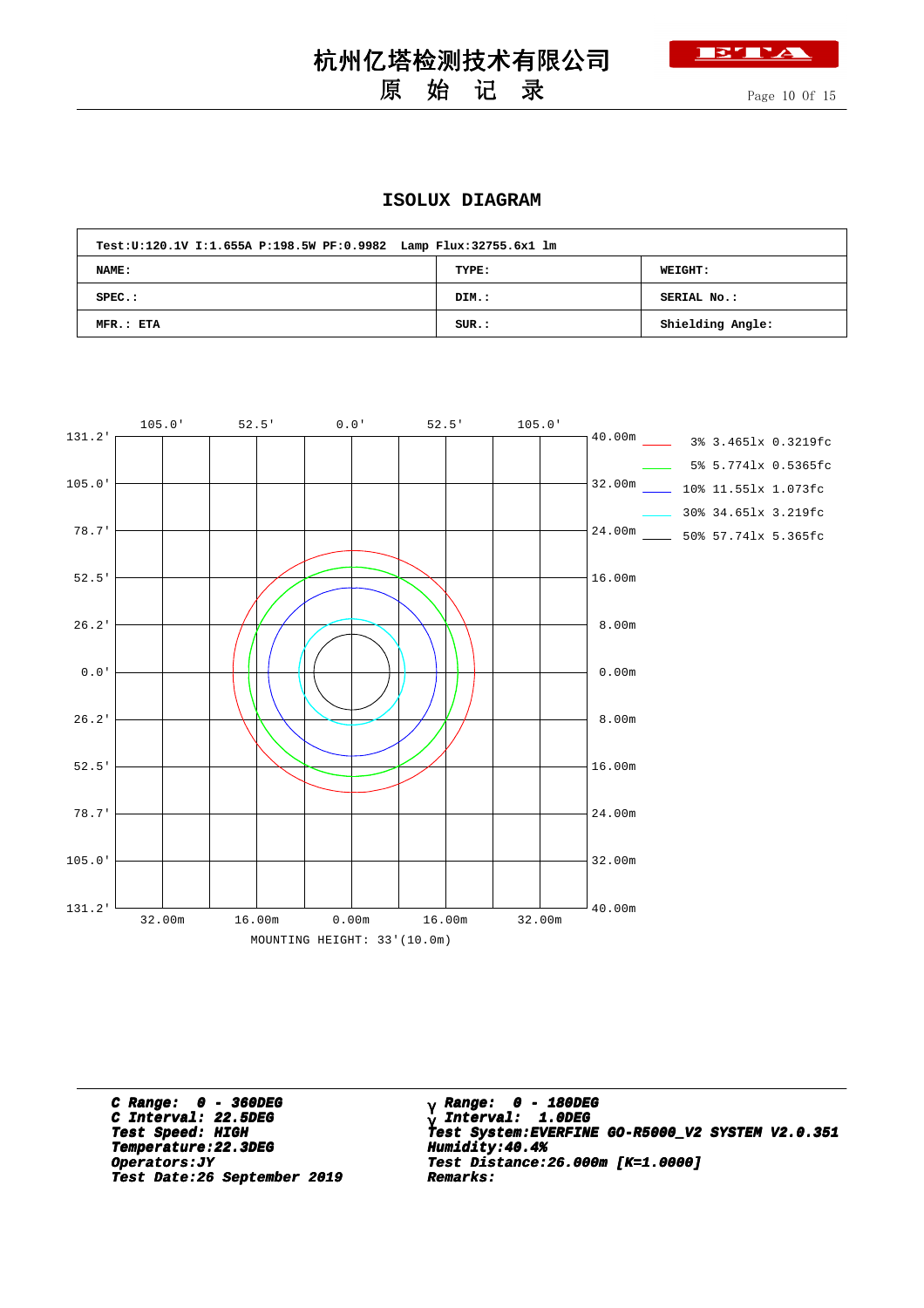# 杭州亿塔检测技术有限公司

## 原 始 记 录

### ISOLUX DIAGRAM

| Test:U:120.1V I:1.655A P:198.5W PF:0.9982 Lamp Flux:32755.6x1 lm | | |
|---|---|---|
| NAME: | TYPE: | WEIGHT: |
| SPEC.: | DIM.: | SERIAL No.: |
| MFR.: ETA | SUR.: | Shielding Angle: |

| Legend | Illuminance |
|---|---|
| 3% | 3.465lx 0.3219fc |
| 5% | 5.774lx 0.5365fc |
| 10% | 11.55lx 1.073fc |
| 30% | 34.65lx 3.219fc |
| 50% | 57.74lx 5.365fc |

MOUNTING HEIGHT: 33'(10.0m)

***C Range: 0 - 360DEG***
***C Interval: 22.5DEG***
***Test Speed: HIGH***
***Temperature:22.3DEG***
***Operators:JY***
***Test Date:26 September 2019***

***γ Range: 0 - 180DEG***
***γ Interval: 1.0DEG***
***Test System:EVERFINE GO-R5000_V2 SYSTEM V2.0.351***
***Humidity:40.4%***
***Test Distance:26.000m [K=1.0000]***
***Remarks:***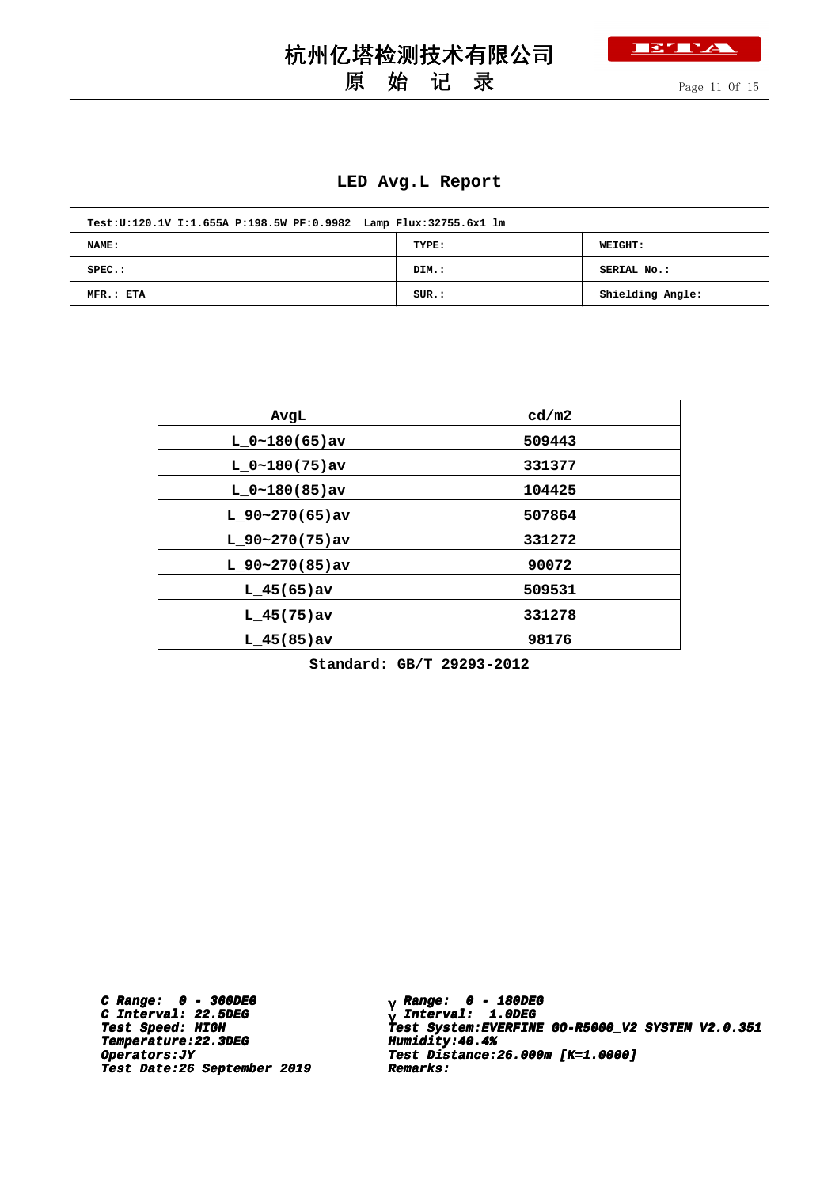# 杭州亿塔检测技术有限公司

## 原 始 记 录

### LED Avg.L Report

| Test:U:120.1V I:1.655A P:198.5W PF:0.9982  Lamp Flux:32755.6x1 lm | | |
|---|---|---|
| NAME: | TYPE: | WEIGHT: |
| SPEC.: | DIM.: | SERIAL No.: |
| MFR.: ETA | SUR.: | Shielding Angle: |

| AvgL | cd/m2 |
|---|---|
| L_0~180(65)av | 509443 |
| L_0~180(75)av | 331377 |
| L_0~180(85)av | 104425 |
| L_90~270(65)av | 507864 |
| L_90~270(75)av | 331272 |
| L_90~270(85)av | 90072 |
| L_45(65)av | 509531 |
| L_45(75)av | 331278 |
| L_45(85)av | 98176 |

Standard: GB/T 29293-2012

***C Range: 0 - 360DEG***
***C Interval: 22.5DEG***
***Test Speed: HIGH***
***Temperature:22.3DEG***
***Operators:JY***
***Test Date:26 September 2019***

***γ Range: 0 - 180DEG***
***γ Interval: 1.0DEG***
***Test System:EVERFINE GO-R5000_V2 SYSTEM V2.0.351***
***Humidity:40.4%***
***Test Distance:26.000m [K=1.0000]***
***Remarks:***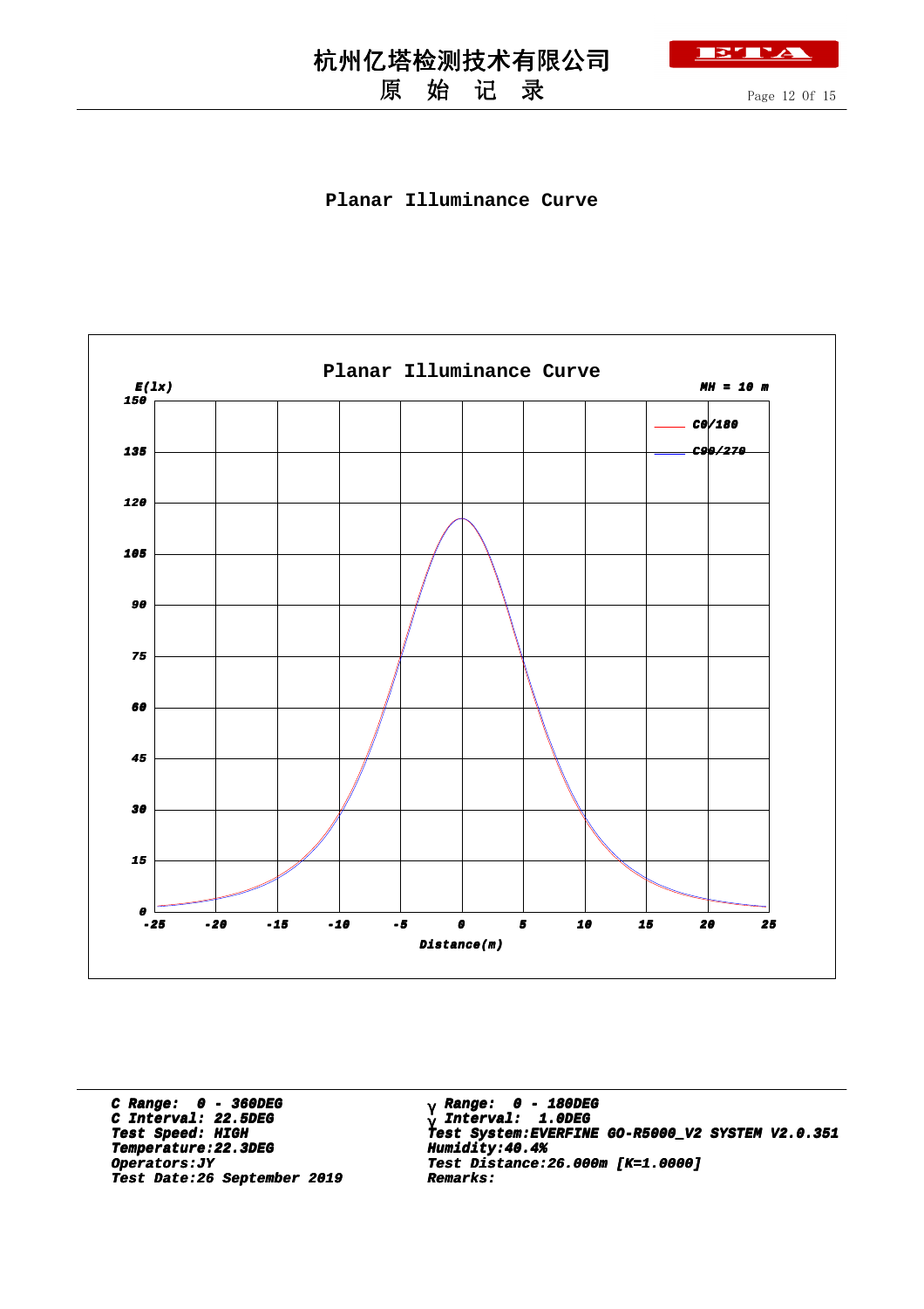# Planar Illuminance Curve

Planar Illuminance Curve

E(lx)

MH = 10 m

C0/180
C90/270

Distance(m)

C Range: 0 - 360DEG
C Interval: 22.5DEG
Test Speed: HIGH
Temperature:22.3DEG
Operators:JY
Test Date:26 September 2019

γ Range: 0 - 180DEG
γ Interval: 1.0DEG
Test System:EVERFINE GO-R5000_V2 SYSTEM V2.0.351
Humidity:40.4%
Test Distance:26.000m [K=1.0000]
Remarks: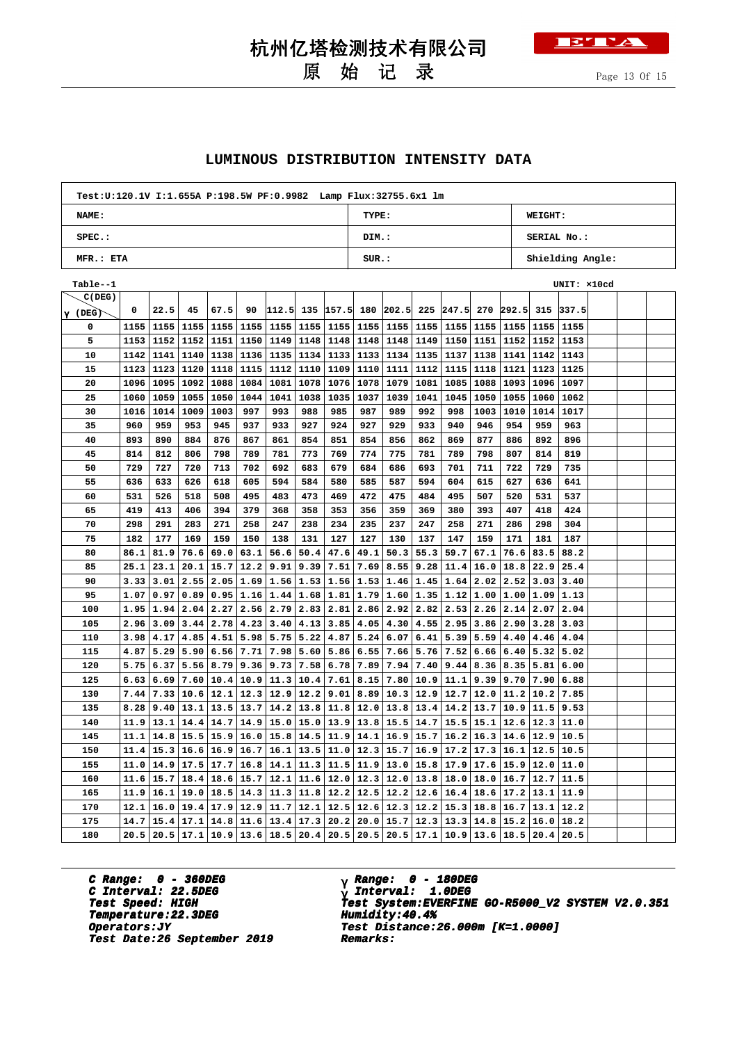# 杭州亿塔检测技术有限公司

## 原 始 记 录

### LUMINOUS DISTRIBUTION INTENSITY DATA

| Test:U:120.1V I:1.655A P:198.5W PF:0.9982 Lamp Flux:32755.6x1 lm | | |
|---|---|---|
| NAME: | TYPE: | WEIGHT: |
| SPEC.: | DIM.: | SERIAL No.: |
| MFR.: ETA | SUR.: | Shielding Angle: |

Table--1 UNIT: ×10cd

| γ (DEG) \ C(DEG) | 0 | 22.5 | 45 | 67.5 | 90 | 112.5 | 135 | 157.5 | 180 | 202.5 | 225 | 247.5 | 270 | 292.5 | 315 | 337.5 | | | |
|---|---|---|---|---|---|---|---|---|---|---|---|---|---|---|---|---|---|---|---|
| 0 | 1155 | 1155 | 1155 | 1155 | 1155 | 1155 | 1155 | 1155 | 1155 | 1155 | 1155 | 1155 | 1155 | 1155 | 1155 | 1155 | | | |
| 5 | 1153 | 1152 | 1152 | 1151 | 1150 | 1149 | 1148 | 1148 | 1148 | 1148 | 1149 | 1150 | 1151 | 1152 | 1152 | 1153 | | | |
| 10 | 1142 | 1141 | 1140 | 1138 | 1136 | 1135 | 1134 | 1133 | 1133 | 1134 | 1135 | 1137 | 1138 | 1141 | 1142 | 1143 | | | |
| 15 | 1123 | 1123 | 1120 | 1118 | 1115 | 1112 | 1110 | 1109 | 1110 | 1111 | 1112 | 1115 | 1118 | 1121 | 1123 | 1125 | | | |
| 20 | 1096 | 1095 | 1092 | 1088 | 1084 | 1081 | 1078 | 1076 | 1078 | 1079 | 1081 | 1085 | 1088 | 1093 | 1096 | 1097 | | | |
| 25 | 1060 | 1059 | 1055 | 1050 | 1044 | 1041 | 1038 | 1035 | 1037 | 1039 | 1041 | 1045 | 1050 | 1055 | 1060 | 1062 | | | |
| 30 | 1016 | 1014 | 1009 | 1003 | 997 | 993 | 988 | 985 | 987 | 989 | 992 | 998 | 1003 | 1010 | 1014 | 1017 | | | |
| 35 | 960 | 959 | 953 | 945 | 937 | 933 | 927 | 924 | 927 | 929 | 933 | 940 | 946 | 954 | 959 | 963 | | | |
| 40 | 893 | 890 | 884 | 876 | 867 | 861 | 854 | 851 | 854 | 856 | 862 | 869 | 877 | 886 | 892 | 896 | | | |
| 45 | 814 | 812 | 806 | 798 | 789 | 781 | 773 | 769 | 774 | 775 | 781 | 789 | 798 | 807 | 814 | 819 | | | |
| 50 | 729 | 727 | 720 | 713 | 702 | 692 | 683 | 679 | 684 | 686 | 693 | 701 | 711 | 722 | 729 | 735 | | | |
| 55 | 636 | 633 | 626 | 618 | 605 | 594 | 584 | 580 | 585 | 587 | 594 | 604 | 615 | 627 | 636 | 641 | | | |
| 60 | 531 | 526 | 518 | 508 | 495 | 483 | 473 | 469 | 472 | 475 | 484 | 495 | 507 | 520 | 531 | 537 | | | |
| 65 | 419 | 413 | 406 | 394 | 379 | 368 | 358 | 353 | 356 | 359 | 369 | 380 | 393 | 407 | 418 | 424 | | | |
| 70 | 298 | 291 | 283 | 271 | 258 | 247 | 238 | 234 | 235 | 237 | 247 | 258 | 271 | 286 | 298 | 304 | | | |
| 75 | 182 | 177 | 169 | 159 | 150 | 138 | 131 | 127 | 127 | 130 | 137 | 147 | 159 | 171 | 181 | 187 | | | |
| 80 | 86.1 | 81.9 | 76.6 | 69.0 | 63.1 | 56.6 | 50.4 | 47.6 | 49.1 | 50.3 | 55.3 | 59.7 | 67.1 | 76.6 | 83.5 | 88.2 | | | |
| 85 | 25.1 | 23.1 | 20.1 | 15.7 | 12.2 | 9.91 | 9.39 | 7.51 | 7.69 | 8.55 | 9.28 | 11.4 | 16.0 | 18.8 | 22.9 | 25.4 | | | |
| 90 | 3.33 | 3.01 | 2.55 | 2.05 | 1.69 | 1.56 | 1.53 | 1.56 | 1.53 | 1.46 | 1.45 | 1.64 | 2.02 | 2.52 | 3.03 | 3.40 | | | |
| 95 | 1.07 | 0.97 | 0.89 | 0.95 | 1.16 | 1.44 | 1.68 | 1.81 | 1.79 | 1.60 | 1.35 | 1.12 | 1.00 | 1.00 | 1.09 | 1.13 | | | |
| 100 | 1.95 | 1.94 | 2.04 | 2.27 | 2.56 | 2.79 | 2.83 | 2.81 | 2.86 | 2.92 | 2.82 | 2.53 | 2.26 | 2.14 | 2.07 | 2.04 | | | |
| 105 | 2.96 | 3.09 | 3.44 | 2.78 | 4.23 | 3.40 | 4.13 | 3.85 | 4.05 | 4.30 | 4.55 | 2.95 | 3.86 | 2.90 | 3.28 | 3.03 | | | |
| 110 | 3.98 | 4.17 | 4.85 | 4.51 | 5.98 | 5.75 | 5.22 | 4.87 | 5.24 | 6.07 | 6.41 | 5.39 | 5.59 | 4.40 | 4.46 | 4.04 | | | |
| 115 | 4.87 | 5.29 | 5.90 | 6.56 | 7.71 | 7.98 | 5.60 | 5.86 | 6.55 | 7.66 | 5.76 | 7.52 | 6.66 | 6.40 | 5.32 | 5.02 | | | |
| 120 | 5.75 | 6.37 | 5.56 | 8.79 | 9.36 | 9.73 | 7.58 | 6.78 | 7.89 | 7.94 | 7.40 | 9.44 | 8.36 | 8.35 | 5.81 | 6.00 | | | |
| 125 | 6.63 | 6.69 | 7.60 | 10.4 | 10.9 | 11.3 | 10.4 | 7.61 | 8.15 | 7.80 | 10.9 | 11.1 | 9.39 | 9.70 | 7.90 | 6.88 | | | |
| 130 | 7.44 | 7.33 | 10.6 | 12.1 | 12.3 | 12.9 | 12.2 | 9.01 | 8.89 | 10.3 | 12.9 | 12.7 | 12.0 | 11.2 | 10.2 | 7.85 | | | |
| 135 | 8.28 | 9.40 | 13.1 | 13.5 | 13.7 | 14.2 | 13.8 | 11.8 | 12.0 | 13.8 | 13.4 | 14.2 | 13.7 | 10.9 | 11.5 | 9.53 | | | |
| 140 | 11.9 | 13.1 | 14.4 | 14.7 | 14.9 | 15.0 | 15.0 | 13.9 | 13.8 | 15.5 | 14.7 | 15.5 | 15.1 | 12.6 | 12.3 | 11.0 | | | |
| 145 | 11.1 | 14.8 | 15.5 | 15.9 | 16.0 | 15.8 | 14.5 | 11.9 | 14.1 | 16.9 | 15.7 | 16.2 | 16.3 | 14.6 | 12.9 | 10.5 | | | |
| 150 | 11.4 | 15.3 | 16.6 | 16.9 | 16.7 | 16.1 | 13.5 | 11.0 | 12.3 | 15.7 | 16.9 | 17.2 | 17.3 | 16.1 | 12.5 | 10.5 | | | |
| 155 | 11.0 | 14.9 | 17.5 | 17.7 | 16.8 | 14.1 | 11.3 | 11.5 | 11.9 | 13.0 | 15.8 | 17.9 | 17.6 | 15.9 | 12.0 | 11.0 | | | |
| 160 | 11.6 | 15.7 | 18.4 | 18.6 | 15.7 | 12.1 | 11.6 | 12.0 | 12.3 | 12.0 | 13.8 | 18.0 | 18.0 | 16.7 | 12.7 | 11.5 | | | |
| 165 | 11.9 | 16.1 | 19.0 | 18.5 | 14.3 | 11.3 | 11.8 | 12.2 | 12.5 | 12.2 | 12.6 | 16.4 | 18.6 | 17.2 | 13.1 | 11.9 | | | |
| 170 | 12.1 | 16.0 | 19.4 | 17.9 | 12.9 | 11.7 | 12.1 | 12.5 | 12.6 | 12.3 | 12.2 | 15.3 | 18.8 | 16.7 | 13.1 | 12.2 | | | |
| 175 | 14.7 | 15.4 | 17.1 | 14.8 | 11.6 | 13.4 | 17.3 | 20.2 | 20.0 | 15.7 | 12.3 | 13.3 | 14.8 | 15.2 | 16.0 | 18.2 | | | |
| 180 | 20.5 | 20.5 | 17.1 | 10.9 | 13.6 | 18.5 | 20.4 | 20.5 | 20.5 | 20.5 | 17.1 | 10.9 | 13.6 | 18.5 | 20.4 | 20.5 | | | |

***C Range: 0 - 360DEG***
***C Interval: 22.5DEG***
***Test Speed: HIGH***
***Temperature:22.3DEG***
***Operators:JY***
***Test Date:26 September 2019***

***γ Range: 0 - 180DEG***
***γ Interval: 1.0DEG***
***Test System:EVERFINE GO-R5000_V2 SYSTEM V2.0.351***
***Humidity:40.4%***
***Test Distance:26.000m [K=1.0000]***
***Remarks:***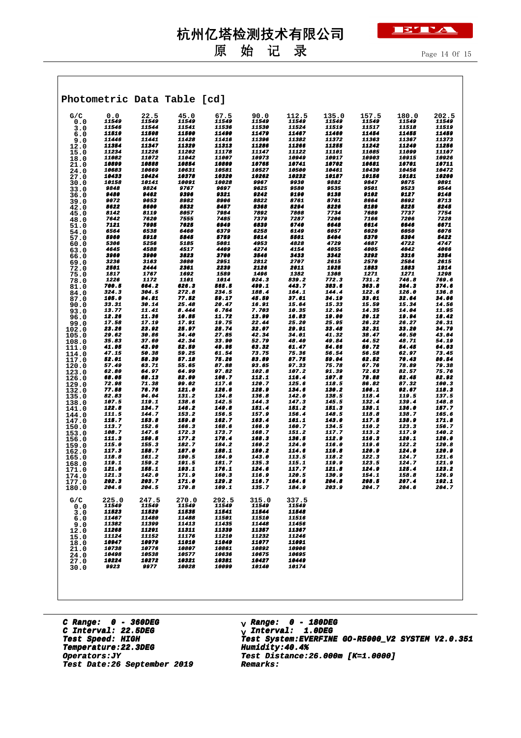# 杭州亿塔检测技术有限公司

## 原 始 记 录

## Photometric Data Table [cd]

| G/C | 0.0 | 22.5 | 45.0 | 67.5 | 90.0 | 112.5 | 135.0 | 157.5 | 180.0 | 202.5 |
|---|---|---|---|---|---|---|---|---|---|---|
| 0.0 | 11549 | 11549 | 11549 | 11549 | 11549 | 11549 | 11549 | 11549 | 11549 | 11549 |
| 3.0 | 11546 | 11544 | 11541 | 11536 | 11530 | 11524 | 11519 | 11517 | 11518 | 11519 |
| 6.0 | 11510 | 11508 | 11500 | 11490 | 11479 | 11467 | 11460 | 11454 | 11455 | 11459 |
| 9.0 | 11446 | 11441 | 11428 | 11416 | 11396 | 11382 | 11372 | 11363 | 11367 | 11373 |
| 12.0 | 11354 | 11347 | 11329 | 11313 | 11286 | 11266 | 11255 | 11242 | 11249 | 11256 |
| 15.0 | 11234 | 11226 | 11202 | 11178 | 11147 | 11122 | 11101 | 11085 | 11099 | 11107 |
| 18.0 | 11082 | 11072 | 11042 | 11007 | 10973 | 10949 | 10917 | 10903 | 10915 | 10926 |
| 21.0 | 10899 | 10888 | 10854 | 10809 | 10765 | 10741 | 10702 | 10681 | 10701 | 10711 |
| 24.0 | 10683 | 10669 | 10631 | 10581 | 10527 | 10500 | 10461 | 10430 | 10456 | 10472 |
| 27.0 | 10433 | 10424 | 10378 | 10320 | 10262 | 10232 | 10187 | 10156 | 10181 | 10200 |
| 30.0 | 10158 | 10141 | 10091 | 10028 | 9967 | 9930 | 9882 | 9847 | 9875 | 9891 |
| 33.0 | 9848 | 9824 | 9767 | 9697 | 9625 | 9580 | 9535 | 9501 | 9523 | 9544 |
| 36.0 | 9480 | 9462 | 9396 | 9321 | 9242 | 9190 | 9138 | 9102 | 9127 | 9148 |
| 39.0 | 9072 | 9053 | 8982 | 8906 | 8822 | 8761 | 8701 | 8664 | 8692 | 8713 |
| 42.0 | 8622 | 8600 | 8532 | 8457 | 8368 | 8294 | 8226 | 8189 | 8225 | 8245 |
| 45.0 | 8142 | 8119 | 8057 | 7984 | 7892 | 7808 | 7734 | 7689 | 7737 | 7754 |
| 48.0 | 7642 | 7620 | 7555 | 7485 | 7379 | 7287 | 7206 | 7166 | 7206 | 7228 |
| 51.0 | 7121 | 7095 | 7025 | 6949 | 6839 | 6740 | 6648 | 6614 | 6646 | 6671 |
| 54.0 | 6564 | 6538 | 6460 | 6379 | 6258 | 6149 | 6057 | 6020 | 6050 | 6076 |
| 57.0 | 5960 | 5918 | 5845 | 5759 | 5614 | 5501 | 5404 | 5370 | 5394 | 5422 |
| 60.0 | 5306 | 5256 | 5185 | 5081 | 4953 | 4828 | 4729 | 4687 | 4722 | 4747 |
| 63.0 | 4645 | 4588 | 4517 | 4409 | 4274 | 4154 | 4055 | 4005 | 4042 | 4066 |
| 66.0 | 3960 | 3900 | 3823 | 3700 | 3546 | 3433 | 3342 | 3292 | 3316 | 3354 |
| 69.0 | 3236 | 3163 | 3080 | 2951 | 2812 | 2707 | 2615 | 2570 | 2584 | 2615 |
| 72.0 | 2501 | 2444 | 2361 | 2239 | 2120 | 2011 | 1925 | 1883 | 1883 | 1914 |
| 75.0 | 1817 | 1767 | 1692 | 1589 | 1496 | 1382 | 1308 | 1271 | 1271 | 1298 |
| 78.0 | 1226 | 1172 | 1101 | 1014 | 924.3 | 839.2 | 772.3 | 731.2 | 746.8 | 769.6 |
| 81.0 | 700.5 | 664.2 | 626.3 | 565.5 | 499.1 | 443.7 | 383.6 | 363.8 | 364.3 | 374.6 |
| 84.0 | 324.3 | 304.5 | 272.8 | 234.5 | 188.4 | 164.1 | 144.4 | 122.6 | 126.0 | 136.8 |
| 87.0 | 105.0 | 94.81 | 77.52 | 59.17 | 45.59 | 37.61 | 34.19 | 33.01 | 32.64 | 34.06 |
| 90.0 | 33.31 | 30.14 | 25.48 | 20.47 | 16.91 | 15.64 | 15.33 | 15.59 | 15.34 | 14.56 |
| 93.0 | 13.77 | 11.41 | 8.444 | 6.764 | 7.703 | 10.35 | 12.94 | 14.35 | 14.04 | 11.95 |
| 96.0 | 12.28 | 11.36 | 10.86 | 11.72 | 13.99 | 16.83 | 19.00 | 20.12 | 19.94 | 18.42 |
| 99.0 | 17.58 | 17.19 | 17.91 | 19.75 | 22.44 | 25.20 | 25.95 | 26.22 | 26.27 | 26.31 |
| 102.0 | 23.20 | 23.92 | 25.97 | 28.74 | 32.07 | 29.91 | 33.48 | 32.31 | 33.20 | 34.79 |
| 105.0 | 29.62 | 30.86 | 34.40 | 27.85 | 42.34 | 34.01 | 41.32 | 38.47 | 40.50 | 43.04 |
| 108.0 | 35.83 | 37.60 | 42.34 | 33.90 | 52.79 | 48.40 | 49.84 | 44.52 | 48.71 | 54.19 |
| 111.0 | 41.95 | 43.90 | 52.59 | 49.95 | 63.32 | 61.47 | 54.66 | 50.72 | 54.45 | 64.03 |
| 114.0 | 47.15 | 50.38 | 59.25 | 61.54 | 73.75 | 75.36 | 56.54 | 56.58 | 62.97 | 73.45 |
| 117.0 | 52.01 | 58.39 | 57.18 | 75.26 | 83.89 | 87.75 | 59.04 | 62.52 | 70.43 | 80.54 |
| 120.0 | 57.49 | 63.71 | 55.65 | 87.88 | 93.65 | 97.33 | 75.78 | 67.76 | 78.89 | 79.38 |
| 123.0 | 62.80 | 64.97 | 64.99 | 97.82 | 102.8 | 107.2 | 91.39 | 72.63 | 82.57 | 75.76 |
| 126.0 | 68.05 | 68.13 | 82.09 | 106.7 | 112.1 | 116.4 | 107.8 | 78.88 | 82.45 | 82.92 |
| 129.0 | 72.98 | 71.38 | 99.02 | 117.6 | 120.7 | 125.6 | 118.5 | 86.82 | 87.32 | 100.3 |
| 132.0 | 77.58 | 76.76 | 121.0 | 126.6 | 128.9 | 134.6 | 130.2 | 106.1 | 92.67 | 118.3 |
| 135.0 | 82.83 | 94.04 | 131.2 | 134.8 | 136.8 | 142.0 | 138.5 | 118.4 | 119.5 | 137.5 |
| 138.0 | 107.5 | 119.1 | 138.6 | 142.5 | 144.3 | 147.3 | 145.5 | 132.4 | 139.4 | 148.8 |
| 141.0 | 122.8 | 134.7 | 146.2 | 149.8 | 151.4 | 151.2 | 151.3 | 138.1 | 136.0 | 157.7 |
| 144.0 | 111.5 | 144.7 | 153.2 | 156.5 | 157.9 | 156.4 | 148.5 | 118.8 | 138.7 | 165.6 |
| 147.0 | 115.7 | 153.8 | 159.8 | 162.7 | 163.4 | 161.1 | 143.0 | 117.5 | 138.9 | 171.8 |
| 150.0 | 113.7 | 152.6 | 166.3 | 168.6 | 166.9 | 160.7 | 134.5 | 110.2 | 123.3 | 156.7 |
| 153.0 | 108.7 | 147.6 | 172.3 | 173.7 | 168.7 | 151.2 | 117.7 | 113.2 | 117.9 | 140.2 |
| 156.0 | 111.3 | 150.5 | 177.2 | 178.4 | 168.3 | 136.5 | 112.9 | 116.3 | 120.1 | 126.0 |
| 159.0 | 115.0 | 155.3 | 182.7 | 184.2 | 160.2 | 124.0 | 116.0 | 119.6 | 122.2 | 120.8 |
| 162.0 | 117.3 | 158.7 | 187.0 | 188.1 | 150.2 | 114.6 | 116.8 | 120.9 | 124.0 | 120.9 |
| 165.0 | 118.8 | 161.2 | 190.5 | 184.9 | 143.0 | 113.5 | 118.2 | 122.3 | 124.7 | 121.6 |
| 168.0 | 119.1 | 159.2 | 191.5 | 181.7 | 135.3 | 115.1 | 119.9 | 123.5 | 124.7 | 121.9 |
| 171.0 | 121.0 | 155.1 | 193.1 | 176.1 | 124.6 | 117.7 | 121.8 | 124.9 | 125.4 | 123.2 |
| 174.0 | 121.3 | 142.0 | 171.9 | 160.3 | 116.9 | 120.5 | 130.9 | 154.1 | 158.8 | 126.9 |
| 177.0 | 202.3 | 203.7 | 171.0 | 120.2 | 116.7 | 164.6 | 204.8 | 205.5 | 207.4 | 192.1 |
| 180.0 | 204.6 | 204.5 | 170.8 | 109.1 | 135.7 | 184.9 | 203.9 | 204.7 | 204.6 | 204.7 |

| G/C | 225.0 | 247.5 | 270.0 | 292.5 | 315.0 | 337.5 |
|---|---|---|---|---|---|---|
| 0.0 | 11549 | 11549 | 11549 | 11549 | 11549 | 11549 |
| 3.0 | 11523 | 11529 | 11535 | 11541 | 11544 | 11548 |
| 6.0 | 11467 | 11480 | 11488 | 11501 | 11510 | 11516 |
| 9.0 | 11382 | 11399 | 11413 | 11435 | 11448 | 11456 |
| 12.0 | 11268 | 11291 | 11311 | 11339 | 11357 | 11367 |
| 15.0 | 11124 | 11152 | 11176 | 11210 | 11232 | 11246 |
| 18.0 | 10947 | 10979 | 11010 | 11049 | 11077 | 11091 |
| 21.0 | 10738 | 10776 | 10807 | 10861 | 10892 | 10906 |
| 24.0 | 10498 | 10538 | 10577 | 10636 | 10675 | 10695 |
| 27.0 | 10224 | 10272 | 10321 | 10381 | 10427 | 10449 |
| 30.0 | 9923 | 9977 | 10028 | 10099 | 10140 | 10174 |

*C Range: 0 - 360DEG*
*C Interval: 22.5DEG*
*Test Speed: HIGH*
*Temperature:22.3DEG*
*Operators:JY*
*Test Date:26 September 2019*

*V Range: 0 - 180DEG*
*V Interval: 1.0DEG*
*Test System:EVERFINE GO-R5000_V2 SYSTEM V2.0.351*
*Humidity:40.4%*
*Test Distance:26.000m [K=1.0000]*
*Remarks:*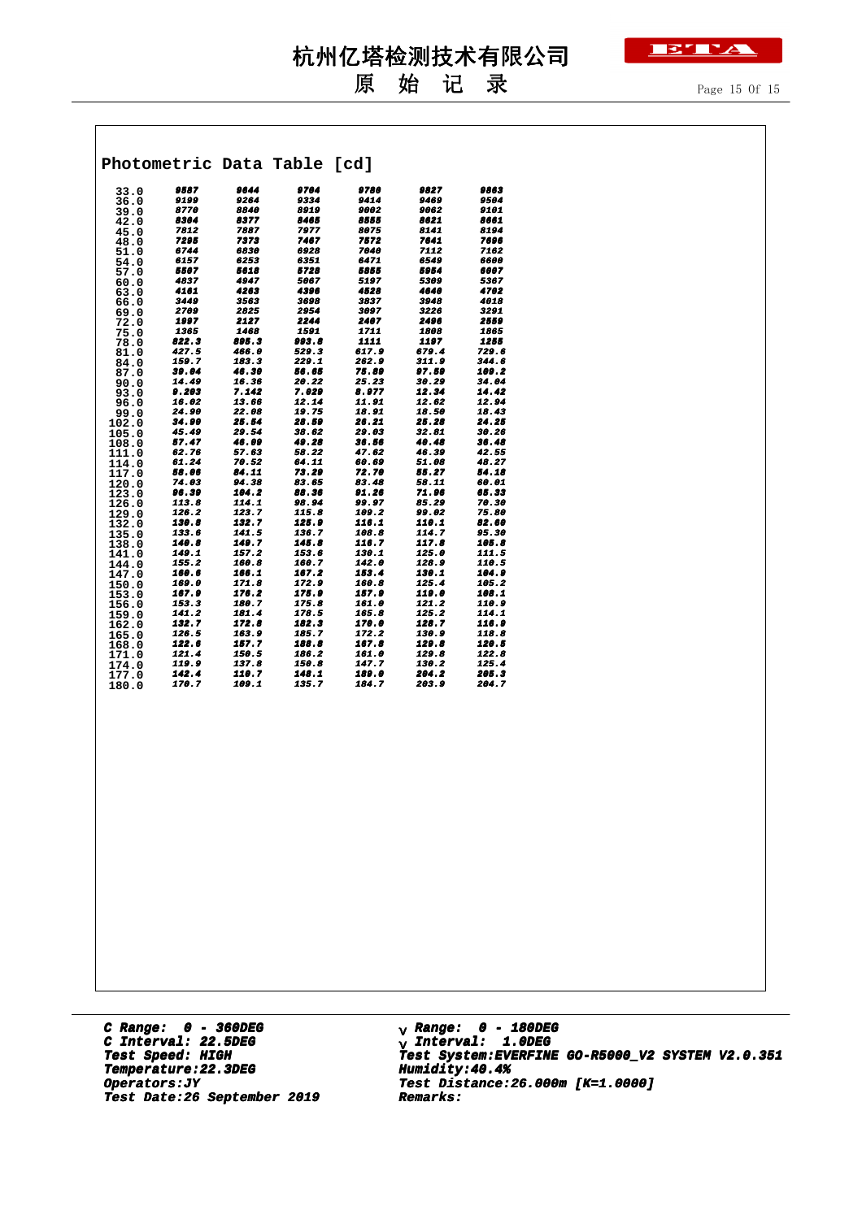杭州亿塔检测技术有限公司

原 始 记 录

## Photometric Data Table [cd]

| | | | | | | |
|---|---|---|---|---|---|---|
| 33.0 | 9587 | 9644 | 9704 | 9780 | 9827 | 9863 |
| 36.0 | 9199 | 9264 | 9334 | 9414 | 9469 | 9504 |
| 39.0 | 8770 | 8840 | 8919 | 9002 | 9062 | 9101 |
| 42.0 | 8304 | 8377 | 8465 | 8555 | 8621 | 8661 |
| 45.0 | 7812 | 7887 | 7977 | 8075 | 8141 | 8194 |
| 48.0 | 7298 | 7373 | 7467 | 7572 | 7641 | 7696 |
| 51.0 | 6744 | 6830 | 6928 | 7040 | 7112 | 7162 |
| 54.0 | 6157 | 6253 | 6351 | 6471 | 6549 | 6600 |
| 57.0 | 5507 | 5618 | 5728 | 5855 | 5954 | 6007 |
| 60.0 | 4837 | 4947 | 5067 | 5197 | 5309 | 5367 |
| 63.0 | 4161 | 4263 | 4396 | 4528 | 4640 | 4702 |
| 66.0 | 3449 | 3563 | 3698 | 3837 | 3948 | 4018 |
| 69.0 | 2709 | 2825 | 2954 | 3097 | 3226 | 3291 |
| 72.0 | 1997 | 2127 | 2244 | 2407 | 2496 | 2559 |
| 75.0 | 1365 | 1468 | 1591 | 1711 | 1808 | 1865 |
| 78.0 | 822.3 | 895.3 | 993.8 | 1111 | 1197 | 1255 |
| 81.0 | 427.5 | 466.0 | 529.3 | 617.9 | 679.4 | 729.6 |
| 84.0 | 159.7 | 183.3 | 229.1 | 262.9 | 311.9 | 344.6 |
| 87.0 | 39.04 | 46.39 | 56.65 | 75.89 | 97.59 | 109.2 |
| 90.0 | 14.49 | 16.36 | 20.22 | 25.23 | 30.29 | 34.04 |
| 93.0 | 9.203 | 7.142 | 7.020 | 8.977 | 12.34 | 14.42 |
| 96.0 | 16.02 | 13.66 | 12.14 | 11.91 | 12.62 | 12.94 |
| 99.0 | 24.90 | 22.08 | 19.75 | 18.91 | 18.50 | 18.43 |
| 102.0 | 34.90 | 25.54 | 28.50 | 26.21 | 25.28 | 24.25 |
| 105.0 | 45.49 | 29.54 | 38.62 | 29.03 | 32.81 | 30.26 |
| 108.0 | 57.47 | 46.09 | 49.28 | 36.56 | 40.48 | 36.48 |
| 111.0 | 62.76 | 57.63 | 58.22 | 47.62 | 46.39 | 42.55 |
| 114.0 | 61.24 | 70.52 | 64.11 | 60.69 | 51.08 | 48.27 |
| 117.0 | 58.06 | 84.11 | 73.29 | 72.70 | 55.27 | 54.18 |
| 120.0 | 74.03 | 94.38 | 83.65 | 83.48 | 58.11 | 60.01 |
| 123.0 | 96.39 | 104.2 | 88.36 | 91.26 | 71.06 | 65.33 |
| 126.0 | 113.8 | 114.1 | 98.94 | 99.97 | 85.29 | 70.30 |
| 129.0 | 126.2 | 123.7 | 115.8 | 109.2 | 99.02 | 75.80 |
| 132.0 | 130.8 | 132.7 | 125.0 | 116.1 | 110.1 | 82.60 |
| 135.0 | 133.6 | 141.5 | 136.7 | 108.8 | 114.7 | 95.30 |
| 138.0 | 140.8 | 149.7 | 145.8 | 116.7 | 117.8 | 105.8 |
| 141.0 | 149.1 | 157.2 | 153.6 | 130.1 | 125.0 | 111.5 |
| 144.0 | 155.2 | 160.8 | 160.7 | 142.0 | 128.9 | 110.5 |
| 147.0 | 160.6 | 166.1 | 167.2 | 153.4 | 130.1 | 104.9 |
| 150.0 | 169.0 | 171.8 | 172.9 | 160.8 | 125.4 | 105.2 |
| 153.0 | 167.9 | 176.2 | 175.9 | 157.9 | 119.0 | 108.1 |
| 156.0 | 153.3 | 180.7 | 175.8 | 161.0 | 121.2 | 110.9 |
| 159.0 | 141.2 | 181.4 | 178.5 | 165.8 | 125.2 | 114.1 |
| 162.0 | 132.7 | 172.8 | 182.3 | 170.0 | 128.7 | 116.9 |
| 165.0 | 126.5 | 163.9 | 185.7 | 172.2 | 130.9 | 118.8 |
| 168.0 | 122.6 | 157.7 | 188.8 | 167.8 | 129.8 | 120.5 |
| 171.0 | 121.4 | 150.5 | 186.2 | 161.0 | 129.8 | 122.8 |
| 174.0 | 119.9 | 137.8 | 150.8 | 147.7 | 130.2 | 125.4 |
| 177.0 | 142.4 | 110.7 | 148.1 | 189.0 | 204.2 | 205.3 |
| 180.0 | 170.7 | 109.1 | 135.7 | 184.7 | 203.9 | 204.7 |

***C Range: 0 - 360DEG***
***C Interval: 22.5DEG***
***Test Speed: HIGH***
***Temperature:22.3DEG***
***Operators:JY***
***Test Date:26 September 2019***

***V Range: 0 - 180DEG***
***V Interval: 1.0DEG***
***Test System:EVERFINE GO-R5000_V2 SYSTEM V2.0.351***
***Humidity:40.4%***
***Test Distance:26.000m [K=1.0000]***
***Remarks:***